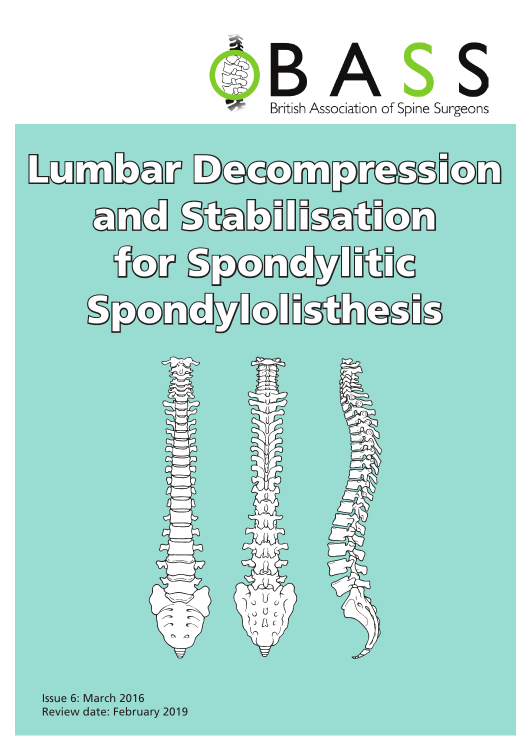BASS

British Association of Spine Surgeons

# Lumbar Decompression and Stabilisation for Spondylitic Spondylolisthesis

Issue 6: March 2016
Review date: February 2019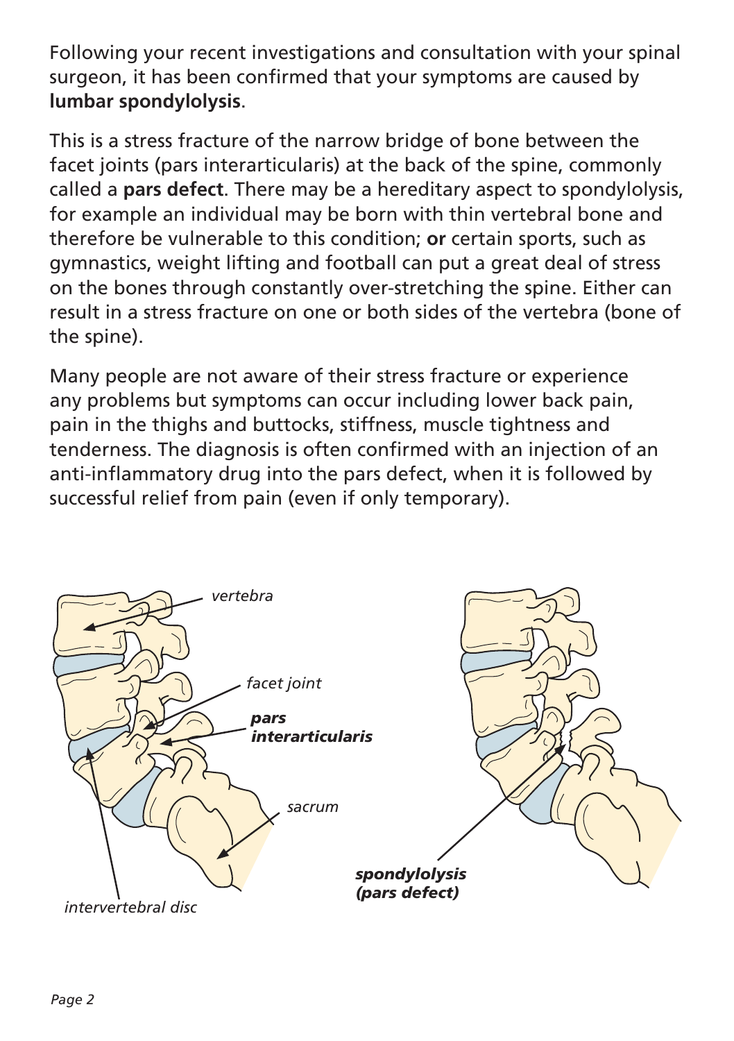Following your recent investigations and consultation with your spinal surgeon, it has been confirmed that your symptoms are caused by **lumbar spondylolysis**.

This is a stress fracture of the narrow bridge of bone between the facet joints (pars interarticularis) at the back of the spine, commonly called a **pars defect**. There may be a hereditary aspect to spondylolysis, for example an individual may be born with thin vertebral bone and therefore be vulnerable to this condition; **or** certain sports, such as gymnastics, weight lifting and football can put a great deal of stress on the bones through constantly over-stretching the spine. Either can result in a stress fracture on one or both sides of the vertebra (bone of the spine).

Many people are not aware of their stress fracture or experience any problems but symptoms can occur including lower back pain, pain in the thighs and buttocks, stiffness, muscle tightness and tenderness. The diagnosis is often confirmed with an injection of an anti-inflammatory drug into the pars defect, when it is followed by successful relief from pain (even if only temporary).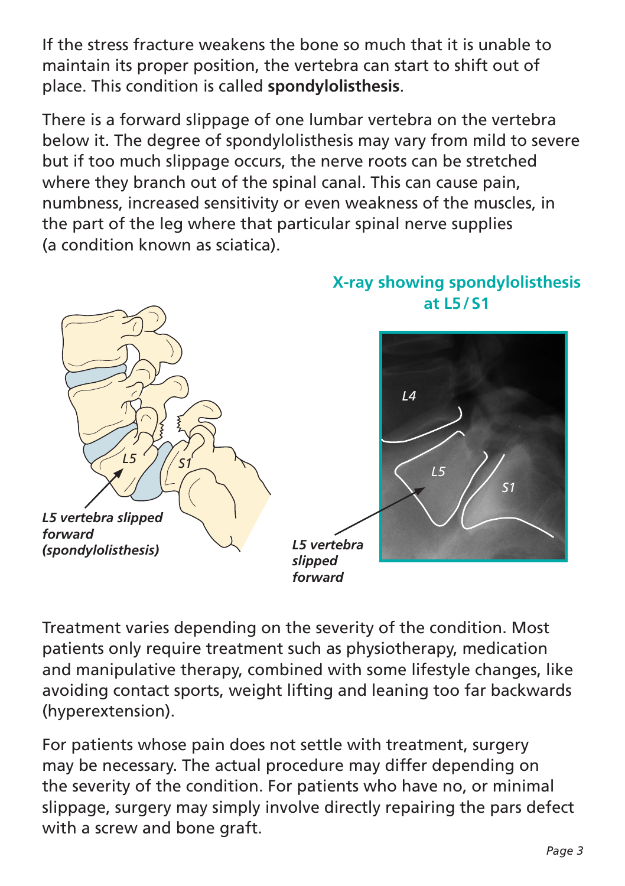If the stress fracture weakens the bone so much that it is unable to maintain its proper position, the vertebra can start to shift out of place. This condition is called **spondylolisthesis**.

There is a forward slippage of one lumbar vertebra on the vertebra below it. The degree of spondylolisthesis may vary from mild to severe but if too much slippage occurs, the nerve roots can be stretched where they branch out of the spinal canal. This can cause pain, numbness, increased sensitivity or even weakness of the muscles, in the part of the leg where that particular spinal nerve supplies (a condition known as sciatica).

***L5 vertebra slipped forward (spondylolisthesis)***

**X-ray showing spondylolisthesis at L5 / S1**

***L5 vertebra slipped forward***

Treatment varies depending on the severity of the condition. Most patients only require treatment such as physiotherapy, medication and manipulative therapy, combined with some lifestyle changes, like avoiding contact sports, weight lifting and leaning too far backwards (hyperextension).

For patients whose pain does not settle with treatment, surgery may be necessary. The actual procedure may differ depending on the severity of the condition. For patients who have no, or minimal slippage, surgery may simply involve directly repairing the pars defect with a screw and bone graft.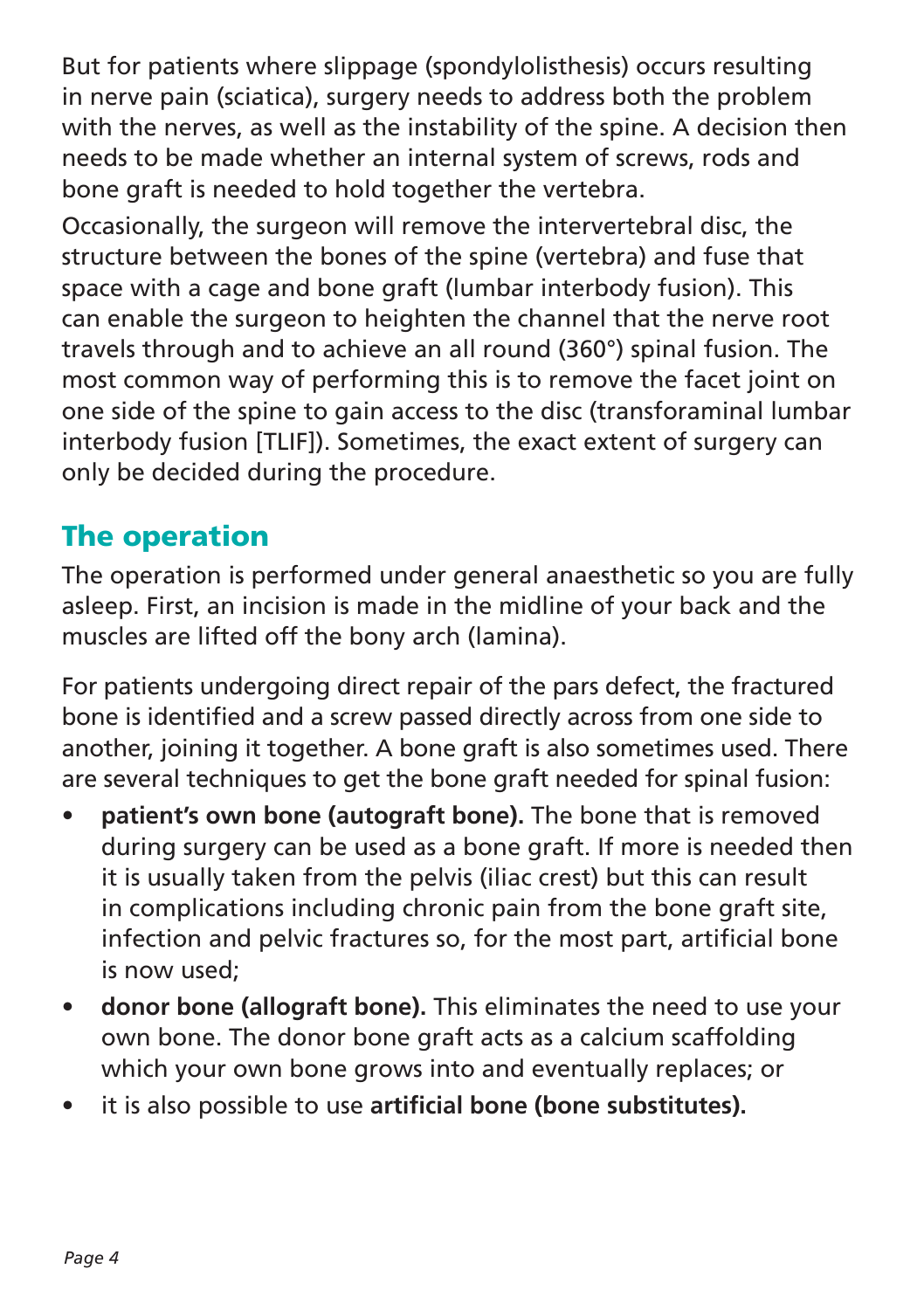But for patients where slippage (spondylolisthesis) occurs resulting in nerve pain (sciatica), surgery needs to address both the problem with the nerves, as well as the instability of the spine. A decision then needs to be made whether an internal system of screws, rods and bone graft is needed to hold together the vertebra.

Occasionally, the surgeon will remove the intervertebral disc, the structure between the bones of the spine (vertebra) and fuse that space with a cage and bone graft (lumbar interbody fusion). This can enable the surgeon to heighten the channel that the nerve root travels through and to achieve an all round (360°) spinal fusion. The most common way of performing this is to remove the facet joint on one side of the spine to gain access to the disc (transforaminal lumbar interbody fusion [TLIF]). Sometimes, the exact extent of surgery can only be decided during the procedure.

## The operation

The operation is performed under general anaesthetic so you are fully asleep. First, an incision is made in the midline of your back and the muscles are lifted off the bony arch (lamina).

For patients undergoing direct repair of the pars defect, the fractured bone is identified and a screw passed directly across from one side to another, joining it together. A bone graft is also sometimes used. There are several techniques to get the bone graft needed for spinal fusion:

- **patient's own bone (autograft bone).** The bone that is removed during surgery can be used as a bone graft. If more is needed then it is usually taken from the pelvis (iliac crest) but this can result in complications including chronic pain from the bone graft site, infection and pelvic fractures so, for the most part, artificial bone is now used;
- **donor bone (allograft bone).** This eliminates the need to use your own bone. The donor bone graft acts as a calcium scaffolding which your own bone grows into and eventually replaces; or
- it is also possible to use **artificial bone (bone substitutes).**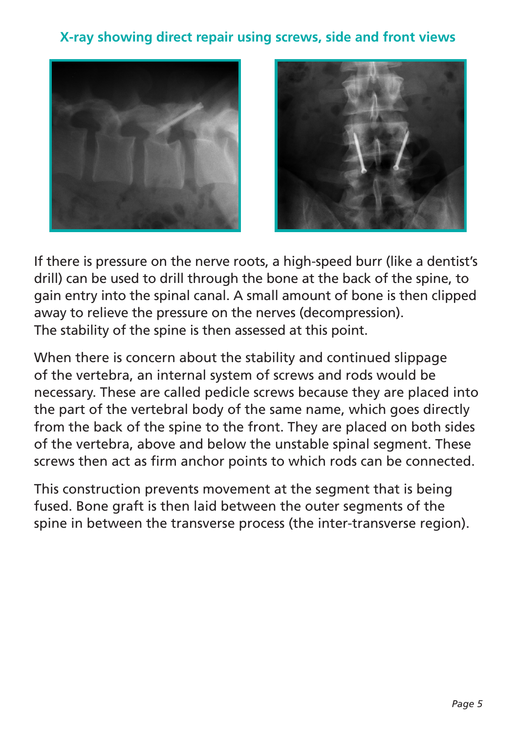## X-ray showing direct repair using screws, side and front views

If there is pressure on the nerve roots, a high-speed burr (like a dentist's drill) can be used to drill through the bone at the back of the spine, to gain entry into the spinal canal. A small amount of bone is then clipped away to relieve the pressure on the nerves (decompression).
The stability of the spine is then assessed at this point.

When there is concern about the stability and continued slippage of the vertebra, an internal system of screws and rods would be necessary. These are called pedicle screws because they are placed into the part of the vertebral body of the same name, which goes directly from the back of the spine to the front. They are placed on both sides of the vertebra, above and below the unstable spinal segment. These screws then act as firm anchor points to which rods can be connected.

This construction prevents movement at the segment that is being fused. Bone graft is then laid between the outer segments of the spine in between the transverse process (the inter-transverse region).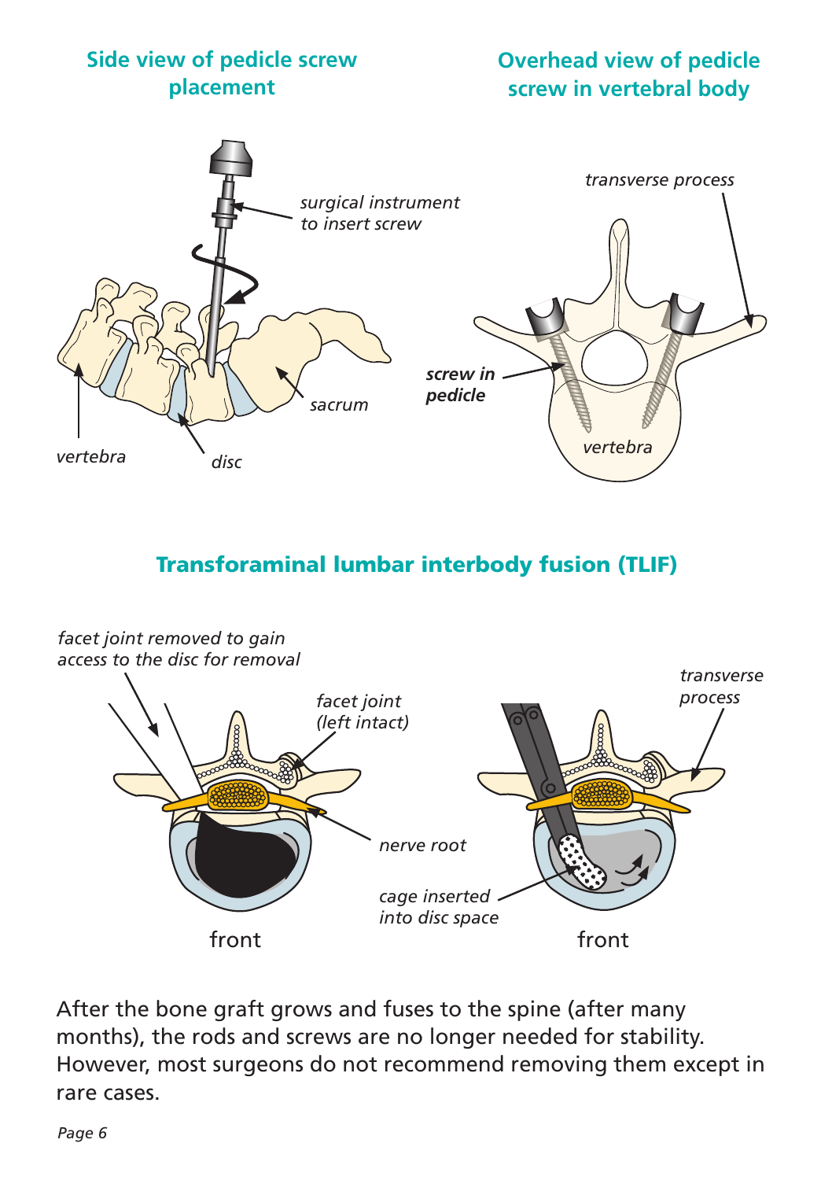## Side view of pedicle screw placement

*surgical instrument to insert screw*

*vertebra*

*disc*

*sacrum*

## Overhead view of pedicle screw in vertebral body

*transverse process*

***screw in pedicle***

*vertebra*

## Transforaminal lumbar interbody fusion (TLIF)

*facet joint removed to gain access to the disc for removal*

*facet joint (left intact)*

*nerve root*

front

*transverse process*

*cage inserted into disc space*

front

After the bone graft grows and fuses to the spine (after many months), the rods and screws are no longer needed for stability. However, most surgeons do not recommend removing them except in rare cases.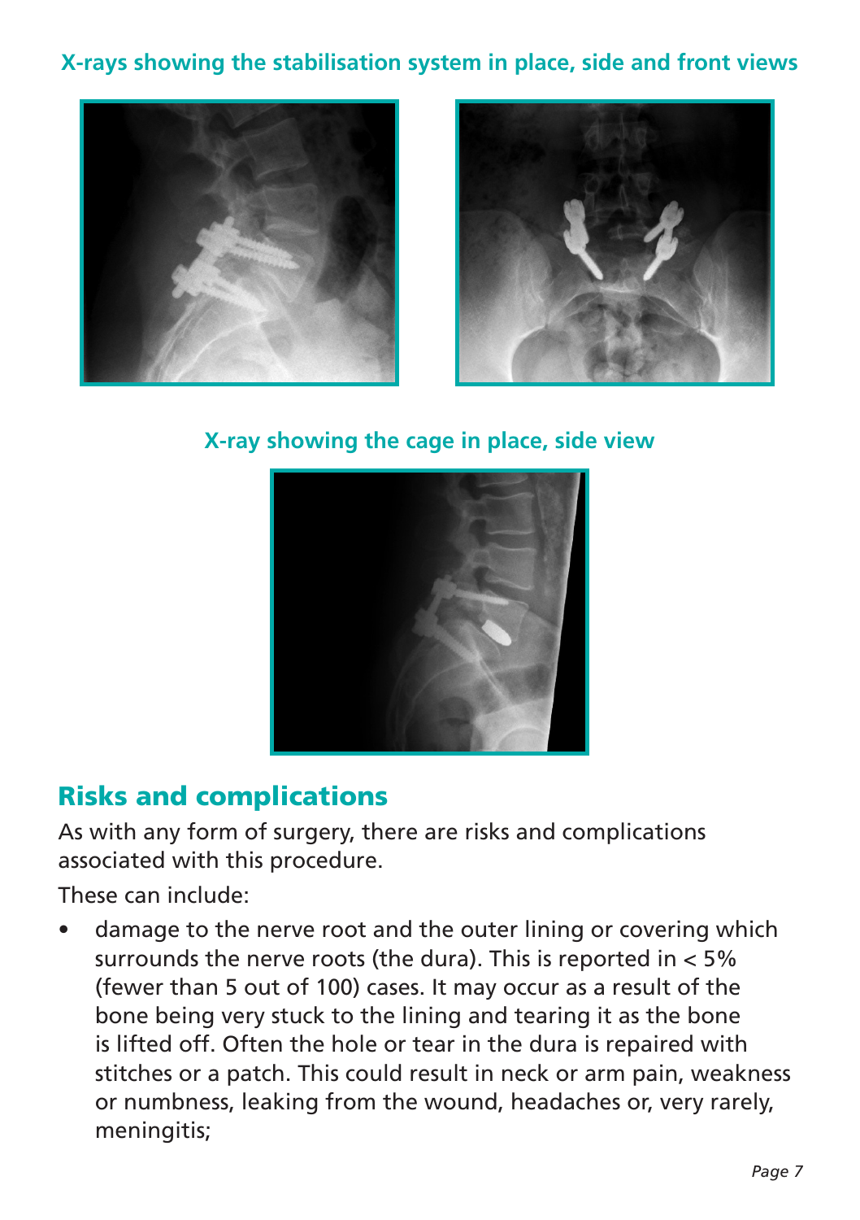**X-rays showing the stabilisation system in place, side and front views**

**X-ray showing the cage in place, side view**

## Risks and complications

As with any form of surgery, there are risks and complications associated with this procedure.

These can include:

- damage to the nerve root and the outer lining or covering which surrounds the nerve roots (the dura). This is reported in < 5% (fewer than 5 out of 100) cases. It may occur as a result of the bone being very stuck to the lining and tearing it as the bone is lifted off. Often the hole or tear in the dura is repaired with stitches or a patch. This could result in neck or arm pain, weakness or numbness, leaking from the wound, headaches or, very rarely, meningitis;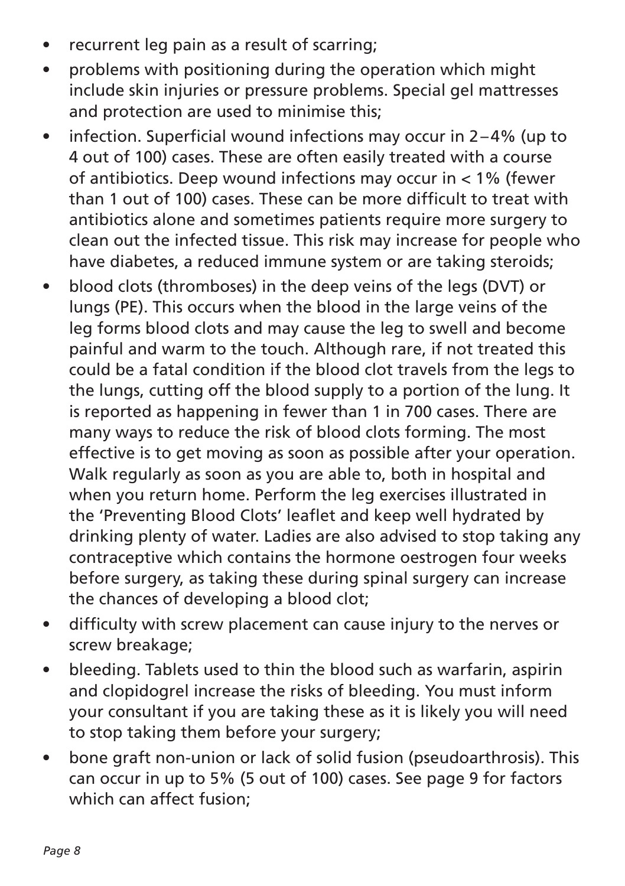- recurrent leg pain as a result of scarring;
- problems with positioning during the operation which might include skin injuries or pressure problems. Special gel mattresses and protection are used to minimise this;
- infection. Superficial wound infections may occur in 2–4% (up to 4 out of 100) cases. These are often easily treated with a course of antibiotics. Deep wound infections may occur in < 1% (fewer than 1 out of 100) cases. These can be more difficult to treat with antibiotics alone and sometimes patients require more surgery to clean out the infected tissue. This risk may increase for people who have diabetes, a reduced immune system or are taking steroids;
- blood clots (thromboses) in the deep veins of the legs (DVT) or lungs (PE). This occurs when the blood in the large veins of the leg forms blood clots and may cause the leg to swell and become painful and warm to the touch. Although rare, if not treated this could be a fatal condition if the blood clot travels from the legs to the lungs, cutting off the blood supply to a portion of the lung. It is reported as happening in fewer than 1 in 700 cases. There are many ways to reduce the risk of blood clots forming. The most effective is to get moving as soon as possible after your operation. Walk regularly as soon as you are able to, both in hospital and when you return home. Perform the leg exercises illustrated in the 'Preventing Blood Clots' leaflet and keep well hydrated by drinking plenty of water. Ladies are also advised to stop taking any contraceptive which contains the hormone oestrogen four weeks before surgery, as taking these during spinal surgery can increase the chances of developing a blood clot;
- difficulty with screw placement can cause injury to the nerves or screw breakage;
- bleeding. Tablets used to thin the blood such as warfarin, aspirin and clopidogrel increase the risks of bleeding. You must inform your consultant if you are taking these as it is likely you will need to stop taking them before your surgery;
- bone graft non-union or lack of solid fusion (pseudoarthrosis). This can occur in up to 5% (5 out of 100) cases. See page 9 for factors which can affect fusion;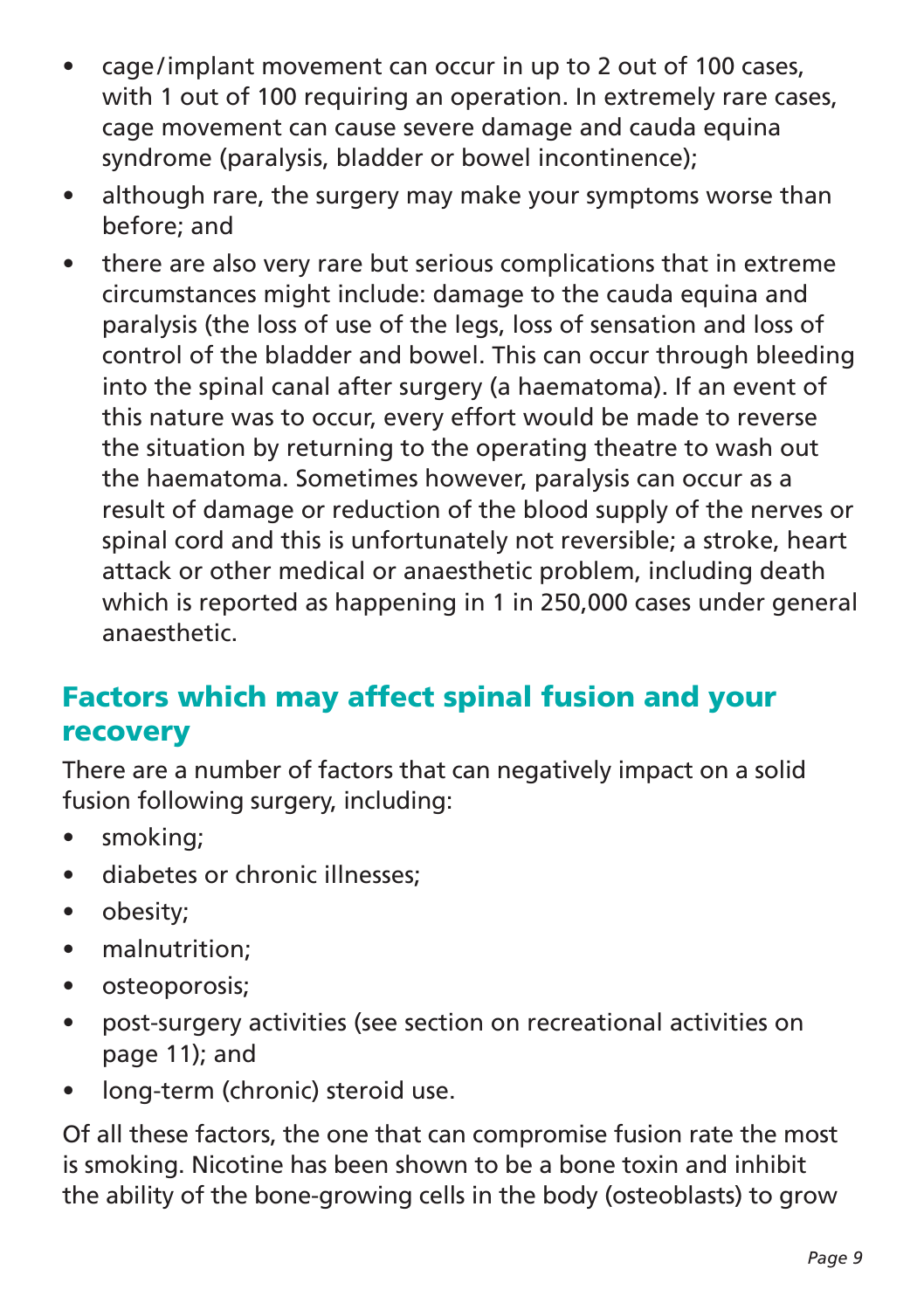- cage/implant movement can occur in up to 2 out of 100 cases, with 1 out of 100 requiring an operation. In extremely rare cases, cage movement can cause severe damage and cauda equina syndrome (paralysis, bladder or bowel incontinence);
- although rare, the surgery may make your symptoms worse than before; and
- there are also very rare but serious complications that in extreme circumstances might include: damage to the cauda equina and paralysis (the loss of use of the legs, loss of sensation and loss of control of the bladder and bowel. This can occur through bleeding into the spinal canal after surgery (a haematoma). If an event of this nature was to occur, every effort would be made to reverse the situation by returning to the operating theatre to wash out the haematoma. Sometimes however, paralysis can occur as a result of damage or reduction of the blood supply of the nerves or spinal cord and this is unfortunately not reversible; a stroke, heart attack or other medical or anaesthetic problem, including death which is reported as happening in 1 in 250,000 cases under general anaesthetic.

## Factors which may affect spinal fusion and your recovery

There are a number of factors that can negatively impact on a solid fusion following surgery, including:

- smoking;
- diabetes or chronic illnesses;
- obesity;
- malnutrition;
- osteoporosis;
- post-surgery activities (see section on recreational activities on page 11); and
- long-term (chronic) steroid use.

Of all these factors, the one that can compromise fusion rate the most is smoking. Nicotine has been shown to be a bone toxin and inhibit the ability of the bone-growing cells in the body (osteoblasts) to grow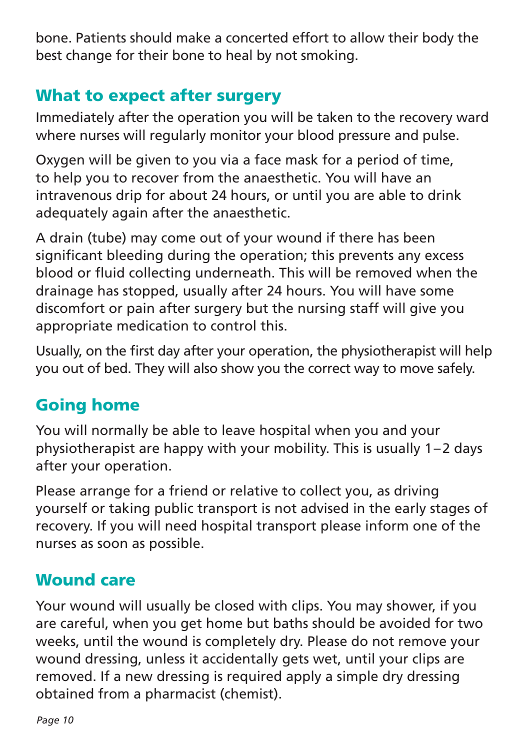bone. Patients should make a concerted effort to allow their body the best change for their bone to heal by not smoking.

## What to expect after surgery

Immediately after the operation you will be taken to the recovery ward where nurses will regularly monitor your blood pressure and pulse.

Oxygen will be given to you via a face mask for a period of time, to help you to recover from the anaesthetic. You will have an intravenous drip for about 24 hours, or until you are able to drink adequately again after the anaesthetic.

A drain (tube) may come out of your wound if there has been significant bleeding during the operation; this prevents any excess blood or fluid collecting underneath. This will be removed when the drainage has stopped, usually after 24 hours. You will have some discomfort or pain after surgery but the nursing staff will give you appropriate medication to control this.

Usually, on the first day after your operation, the physiotherapist will help you out of bed. They will also show you the correct way to move safely.

## Going home

You will normally be able to leave hospital when you and your physiotherapist are happy with your mobility. This is usually 1–2 days after your operation.

Please arrange for a friend or relative to collect you, as driving yourself or taking public transport is not advised in the early stages of recovery. If you will need hospital transport please inform one of the nurses as soon as possible.

## Wound care

Your wound will usually be closed with clips. You may shower, if you are careful, when you get home but baths should be avoided for two weeks, until the wound is completely dry. Please do not remove your wound dressing, unless it accidentally gets wet, until your clips are removed. If a new dressing is required apply a simple dry dressing obtained from a pharmacist (chemist).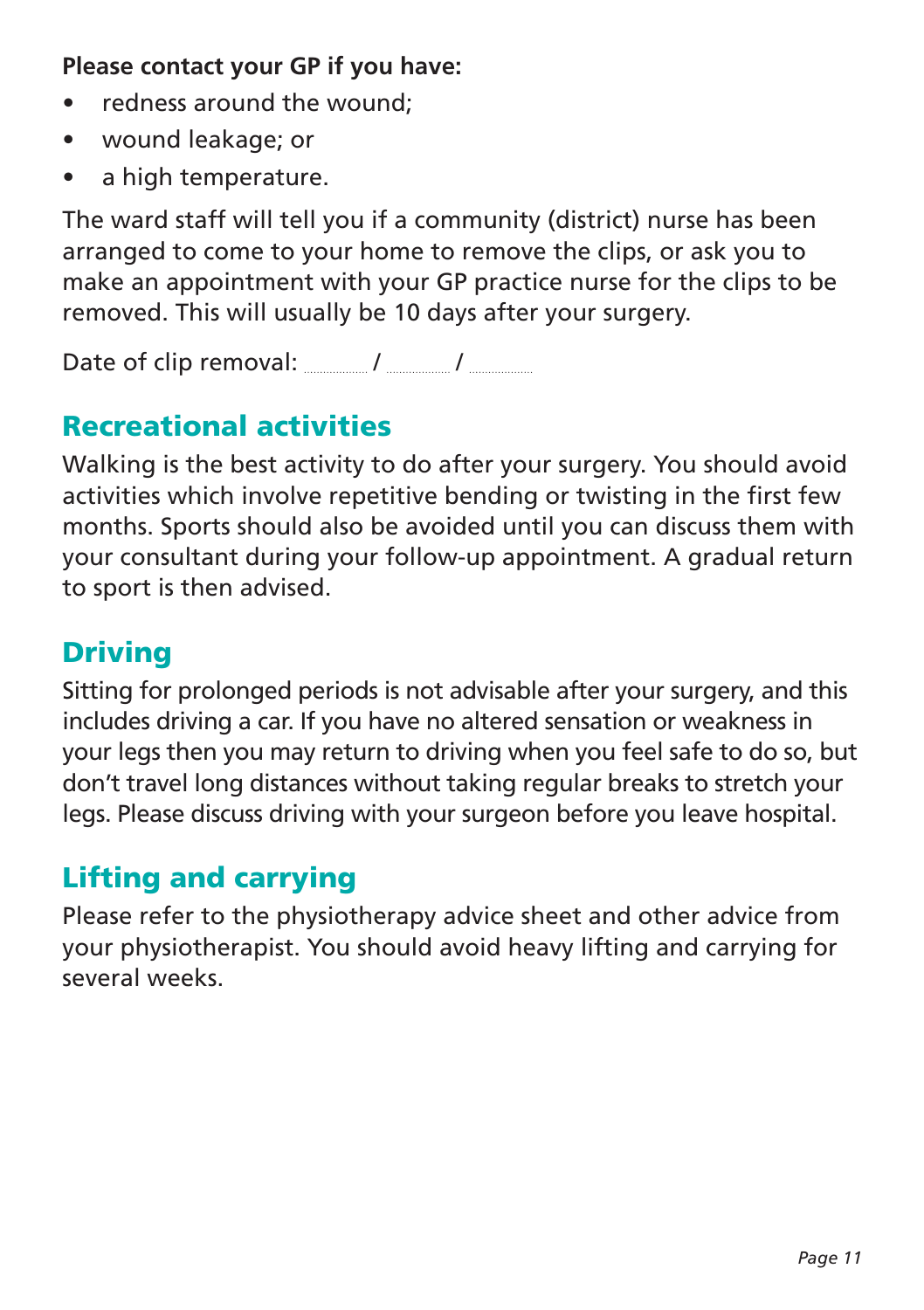**Please contact your GP if you have:**

- redness around the wound;
- wound leakage; or
- a high temperature.

The ward staff will tell you if a community (district) nurse has been arranged to come to your home to remove the clips, or ask you to make an appointment with your GP practice nurse for the clips to be removed. This will usually be 10 days after your surgery.

Date of clip removal: ........ / ........ / ........

## Recreational activities

Walking is the best activity to do after your surgery. You should avoid activities which involve repetitive bending or twisting in the first few months. Sports should also be avoided until you can discuss them with your consultant during your follow-up appointment. A gradual return to sport is then advised.

## Driving

Sitting for prolonged periods is not advisable after your surgery, and this includes driving a car. If you have no altered sensation or weakness in your legs then you may return to driving when you feel safe to do so, but don't travel long distances without taking regular breaks to stretch your legs. Please discuss driving with your surgeon before you leave hospital.

## Lifting and carrying

Please refer to the physiotherapy advice sheet and other advice from your physiotherapist. You should avoid heavy lifting and carrying for several weeks.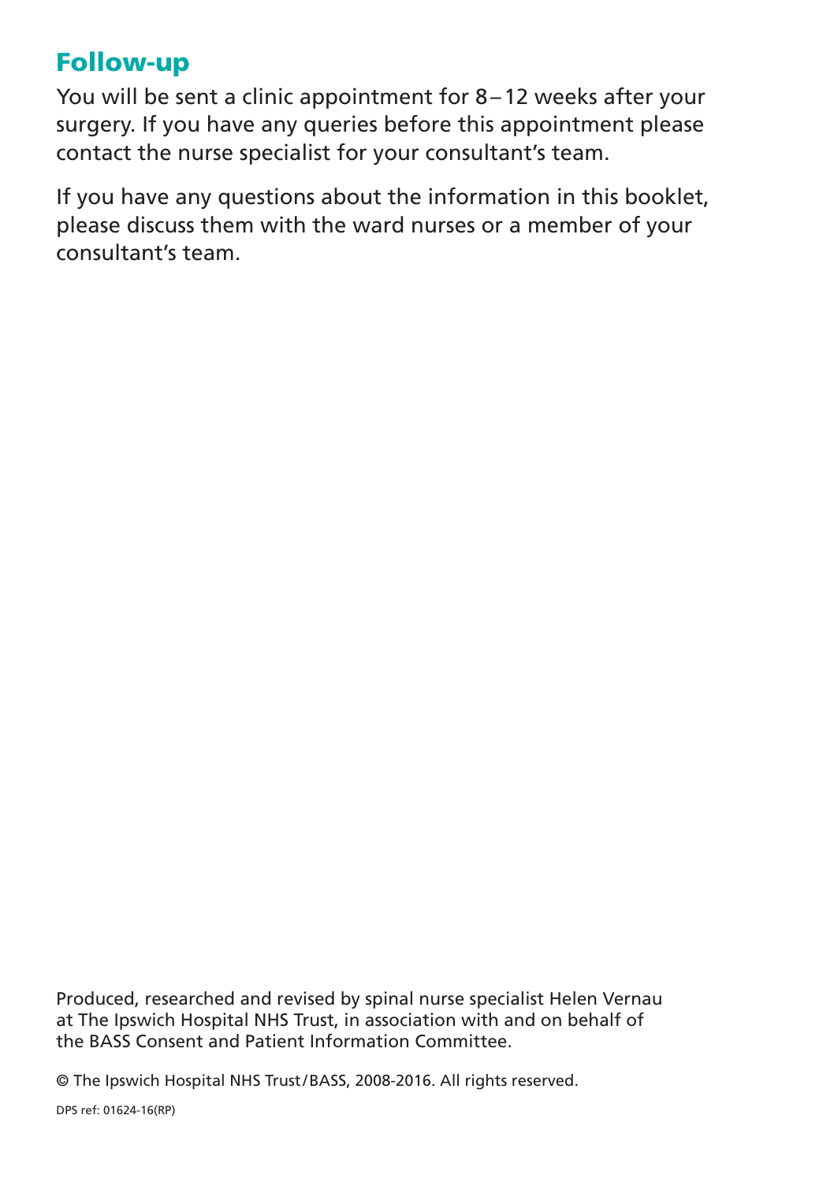## Follow-up

You will be sent a clinic appointment for 8 – 12 weeks after your surgery. If you have any queries before this appointment please contact the nurse specialist for your consultant's team.

If you have any questions about the information in this booklet, please discuss them with the ward nurses or a member of your consultant's team.

Produced, researched and revised by spinal nurse specialist Helen Vernau at The Ipswich Hospital NHS Trust, in association with and on behalf of the BASS Consent and Patient Information Committee.

© The Ipswich Hospital NHS Trust/BASS, 2008-2016. All rights reserved.

DPS ref: 01624-16(RP)